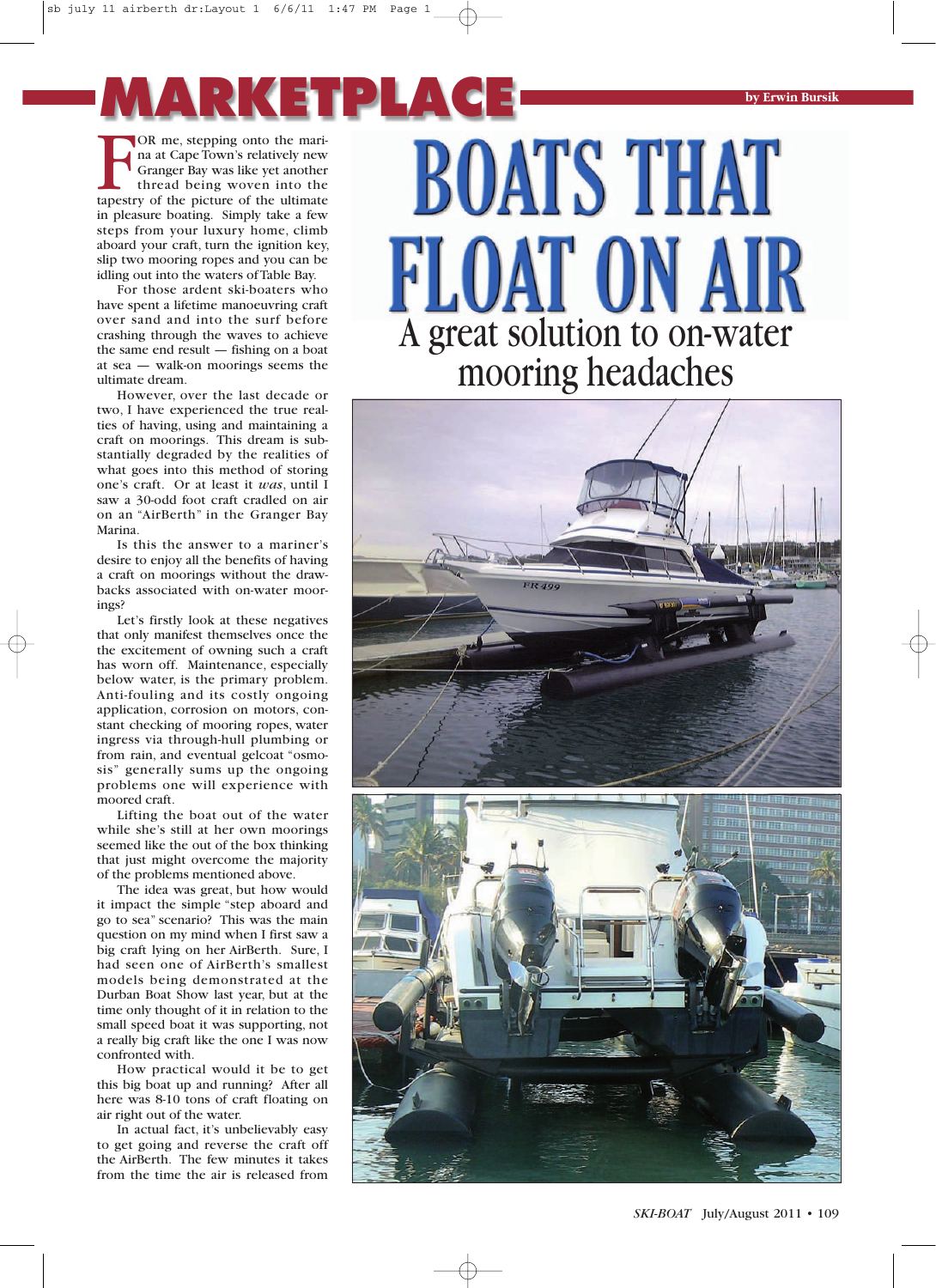# MARKETPLACE

by Erwin Bursik

# BOATS THAT FLOAT ON AIR

## A great solution to on-water mooring headaches

FOR me, stepping onto the marina at Cape Town's relatively new Granger Bay was like yet another thread being woven into the tapestry of the picture of the ultimate in pleasure boating. Simply take a few steps from your luxury home, climb aboard your craft, turn the ignition key, slip two mooring ropes and you can be idling out into the waters of Table Bay.

For those ardent ski-boaters who have spent a lifetime manoeuvring craft over sand and into the surf before crashing through the waves to achieve the same end result — fishing on a boat at sea — walk-on moorings seems the ultimate dream.

However, over the last decade or two, I have experienced the true realities of having, using and maintaining a craft on moorings. This dream is substantially degraded by the realities of what goes into this method of storing one's craft. Or at least it *was*, until I saw a 30-odd foot craft cradled on air on an "AirBerth" in the Granger Bay Marina.

Is this the answer to a mariner's desire to enjoy all the benefits of having a craft on moorings without the drawbacks associated with on-water moorings?

Let's firstly look at these negatives that only manifest themselves once the the excitement of owning such a craft has worn off. Maintenance, especially below water, is the primary problem. Anti-fouling and its costly ongoing application, corrosion on motors, constant checking of mooring ropes, water ingress via through-hull plumbing or from rain, and eventual gelcoat "osmosis" generally sums up the ongoing problems one will experience with moored craft.

Lifting the boat out of the water while she's still at her own moorings seemed like the out of the box thinking that just might overcome the majority of the problems mentioned above.

The idea was great, but how would it impact the simple "step aboard and go to sea" scenario? This was the main question on my mind when I first saw a big craft lying on her AirBerth. Sure, I had seen one of AirBerth's smallest models being demonstrated at the Durban Boat Show last year, but at the time only thought of it in relation to the small speed boat it was supporting, not a really big craft like the one I was now confronted with.

How practical would it be to get this big boat up and running? After all here was 8-10 tons of craft floating on air right out of the water.

In actual fact, it's unbelievably easy to get going and reverse the craft off the AirBerth. The few minutes it takes from the time the air is released from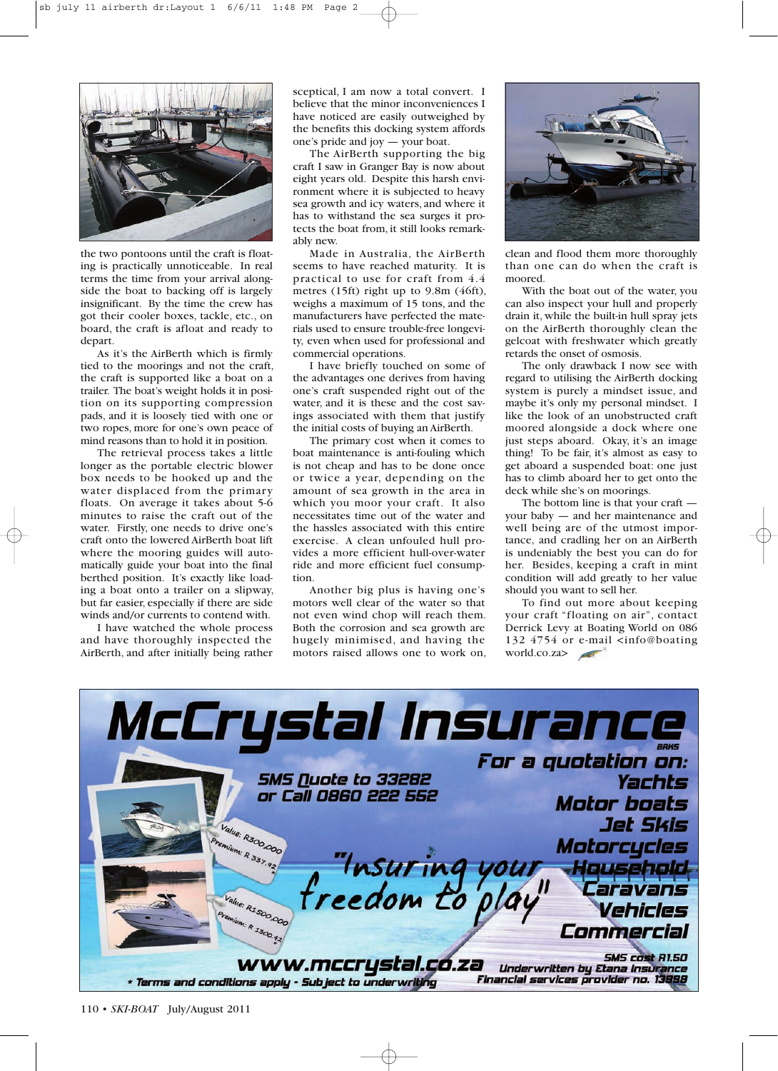the two pontoons until the craft is floating is practically unnoticeable. In real terms the time from your arrival alongside the boat to backing off is largely insignificant. By the time the crew has got their cooler boxes, tackle, etc., on board, the craft is afloat and ready to depart.

As it's the AirBerth which is firmly tied to the moorings and not the craft, the craft is supported like a boat on a trailer. The boat's weight holds it in position on its supporting compression pads, and it is loosely tied with one or two ropes, more for one's own peace of mind reasons than to hold it in position.

The retrieval process takes a little longer as the portable electric blower box needs to be hooked up and the water displaced from the primary floats. On average it takes about 5-6 minutes to raise the craft out of the water. Firstly, one needs to drive one's craft onto the lowered AirBerth boat lift where the mooring guides will automatically guide your boat into the final berthed position. It's exactly like loading a boat onto a trailer on a slipway, but far easier, especially if there are side winds and/or currents to contend with.

I have watched the whole process and have thoroughly inspected the AirBerth, and after initially being rather sceptical, I am now a total convert. I believe that the minor inconveniences I have noticed are easily outweighed by the benefits this docking system affords one's pride and joy — your boat.

The AirBerth supporting the big craft I saw in Granger Bay is now about eight years old. Despite this harsh environment where it is subjected to heavy sea growth and icy waters, and where it has to withstand the sea surges it protects the boat from, it still looks remarkably new.

Made in Australia, the AirBerth seems to have reached maturity. It is practical to use for craft from 4.4 metres (15ft) right up to 9.8m (46ft), weighs a maximum of 15 tons, and the manufacturers have perfected the materials used to ensure trouble-free longevity, even when used for professional and commercial operations.

I have briefly touched on some of the advantages one derives from having one's craft suspended right out of the water, and it is these and the cost savings associated with them that justify the initial costs of buying an AirBerth.

The primary cost when it comes to boat maintenance is anti-fouling which is not cheap and has to be done once or twice a year, depending on the amount of sea growth in the area in which you moor your craft. It also necessitates time out of the water and the hassles associated with this entire exercise. A clean unfouled hull provides a more efficient hull-over-water ride and more efficient fuel consumption.

Another big plus is having one's motors well clear of the water so that not even wind chop will reach them. Both the corrosion and sea growth are hugely minimised, and having the motors raised allows one to work on, clean and flood them more thoroughly than one can do when the craft is moored.

With the boat out of the water, you can also inspect your hull and properly drain it, while the built-in hull spray jets on the AirBerth thoroughly clean the gelcoat with freshwater which greatly retards the onset of osmosis.

The only drawback I now see with regard to utilising the AirBerth docking system is purely a mindset issue, and maybe it's only my personal mindset. I like the look of an unobstructed craft moored alongside a dock where one just steps aboard. Okay, it's an image thing! To be fair, it's almost as easy to get aboard a suspended boat: one just has to climb aboard her to get onto the deck while she's on moorings.

The bottom line is that your craft — your baby — and her maintenance and well being are of the utmost importance, and cradling her on an AirBerth is undeniably the best you can do for her. Besides, keeping a craft in mint condition will add greatly to her value should you want to sell her.

To find out more about keeping your craft "floating on air", contact Derrick Levy at Boating World on 086 132 4754 or e-mail <info@boatingworld.co.za>

McCrystal Insurance

For a quotation on:
Yachts
Motor boats
Jet Skis
Motorcycles
Household
Caravans
Vehicles
Commercial

SMS Quote to 33282
or Call 0860 222 552

Value: R300,000
Premium: R 337.92

Value: R1,500,000
Premium: R 1300.42

"Insuring your freedom to play"

www.mccrystal.co.za

SMS cost R1.50
Underwritten by Etana Insurance
Financial services provider no. 13998

* Terms and conditions apply - Subject to underwriting